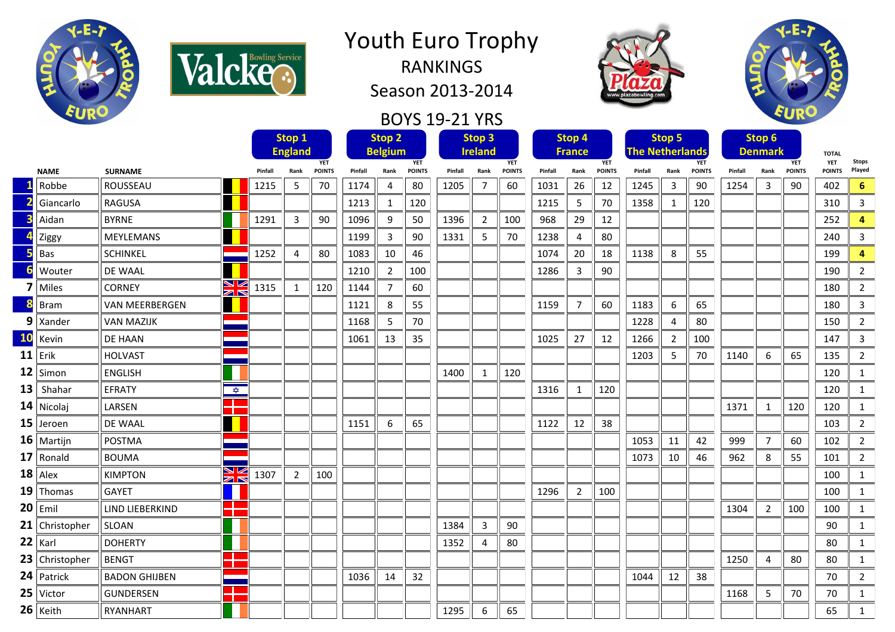# Youth Euro Trophy

## RANKINGS

## Season 2013-2014

## BOYS 19-21 YRS

| | NAME | SURNAME | Stop 1 England Pinfall | Rank | YET POINTS | Stop 2 Belgium Pinfall | Rank | YET POINTS | Stop 3 Ireland Pinfall | Rank | YET POINTS | Stop 4 France Pinfall | Rank | YET POINTS | Stop 5 The Netherlands Pinfall | Rank | YET POINTS | Stop 6 Denmark Pinfall | Rank | YET POINTS | TOTAL YET POINTS | Stops Played |
|---|---|---|---|---|---|---|---|---|---|---|---|---|---|---|---|---|---|---|---|---|---|---|
| 1 | Robbe | ROUSSEAU | 1215 | 5 | 70 | 1174 | 4 | 80 | 1205 | 7 | 60 | 1031 | 26 | 12 | 1245 | 3 | 90 | 1254 | 3 | 90 | 402 | 6 |
| 2 | Giancarlo | RAGUSA | | | | 1213 | 1 | 120 | | | | 1215 | 5 | 70 | 1358 | 1 | 120 | | | | 310 | 3 |
| 3 | Aidan | BYRNE | 1291 | 3 | 90 | 1096 | 9 | 50 | 1396 | 2 | 100 | 968 | 29 | 12 | | | | | | | 252 | 4 |
| 4 | Ziggy | MEYLEMANS | | | | 1199 | 3 | 90 | 1331 | 5 | 70 | 1238 | 4 | 80 | | | | | | | 240 | 3 |
| 5 | Bas | SCHINKEL | 1252 | 4 | 80 | 1083 | 10 | 46 | | | | 1074 | 20 | 18 | 1138 | 8 | 55 | | | | 199 | 4 |
| 6 | Wouter | DE WAAL | | | | 1210 | 2 | 100 | | | | 1286 | 3 | 90 | | | | | | | 190 | 2 |
| 7 | Miles | CORNEY | 1315 | 1 | 120 | 1144 | 7 | 60 | | | | | | | | | | | | | 180 | 2 |
| 8 | Bram | VAN MEERBERGEN | | | | 1121 | 8 | 55 | | | | 1159 | 7 | 60 | 1183 | 6 | 65 | | | | 180 | 3 |
| 9 | Xander | VAN MAZIJK | | | | 1168 | 5 | 70 | | | | | | | 1228 | 4 | 80 | | | | 150 | 2 |
| 10 | Kevin | DE HAAN | | | | 1061 | 13 | 35 | | | | 1025 | 27 | 12 | 1266 | 2 | 100 | | | | 147 | 3 |
| 11 | Erik | HOLVAST | | | | | | | | | | | | | 1203 | 5 | 70 | 1140 | 6 | 65 | 135 | 2 |
| 12 | Simon | ENGLISH | | | | | | | 1400 | 1 | 120 | | | | | | | | | | 120 | 1 |
| 13 | Shahar | EFRATY | | | | | | | | | | 1316 | 1 | 120 | | | | | | | 120 | 1 |
| 14 | Nicolaj | LARSEN | | | | | | | | | | | | | | | | 1371 | 1 | 120 | 120 | 1 |
| 15 | Jeroen | DE WAAL | | | | 1151 | 6 | 65 | | | | 1122 | 12 | 38 | | | | | | | 103 | 2 |
| 16 | Martijn | POSTMA | | | | | | | | | | | | | 1053 | 11 | 42 | 999 | 7 | 60 | 102 | 2 |
| 17 | Ronald | BOUMA | | | | | | | | | | | | | 1073 | 10 | 46 | 962 | 8 | 55 | 101 | 2 |
| 18 | Alex | KIMPTON | 1307 | 2 | 100 | | | | | | | | | | | | | | | | 100 | 1 |
| 19 | Thomas | GAYET | | | | | | | | | | 1296 | 2 | 100 | | | | | | | 100 | 1 |
| 20 | Emil | LIND LIEBERKIND | | | | | | | | | | | | | | | | 1304 | 2 | 100 | 100 | 1 |
| 21 | Christopher | SLOAN | | | | | | | 1384 | 3 | 90 | | | | | | | | | | 90 | 1 |
| 22 | Karl | DOHERTY | | | | | | | 1352 | 4 | 80 | | | | | | | | | | 80 | 1 |
| 23 | Christopher | BENGT | | | | | | | | | | | | | | | | 1250 | 4 | 80 | 80 | 1 |
| 24 | Patrick | BADON GHIJBEN | | | | 1036 | 14 | 32 | | | | | | | 1044 | 12 | 38 | | | | 70 | 2 |
| 25 | Victor | GUNDERSEN | | | | | | | | | | | | | | | | 1168 | 5 | 70 | 70 | 1 |
| 26 | Keith | RYANHART | | | | | | | 1295 | 6 | 65 | | | | | | | | | | 65 | 1 |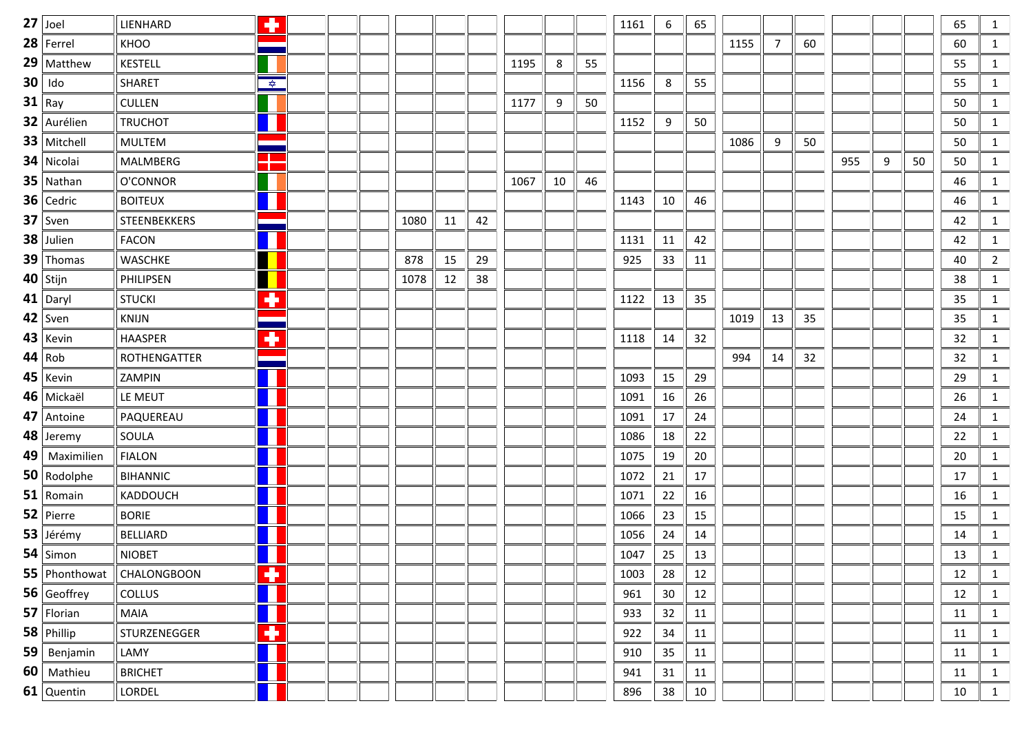| | | | | | | | | | | | | | | | | | | | | | | | |
|---|---|---|---|---|---|---|---|---|---|---|---|---|---|---|---|---|---|---|---|---|---|---|---|
| **27** | Joel | LIENHARD | | | | | | | | | | | 1161 | 6 | 65 | | | | | | | 65 | 1 |
| **28** | Ferrel | KHOO | | | | | | | | | | | | | | 1155 | 7 | 60 | | | | 60 | 1 |
| **29** | Matthew | KESTELL | | | | | | | | 1195 | 8 | 55 | | | | | | | | | | 55 | 1 |
| **30** | Ido | SHARET | | | | | | | | | | | 1156 | 8 | 55 | | | | | | | 55 | 1 |
| **31** | Ray | CULLEN | | | | | | | | 1177 | 9 | 50 | | | | | | | | | | 50 | 1 |
| **32** | Aurélien | TRUCHOT | | | | | | | | | | | 1152 | 9 | 50 | | | | | | | 50 | 1 |
| **33** | Mitchell | MULTEM | | | | | | | | | | | | | | 1086 | 9 | 50 | | | | 50 | 1 |
| **34** | Nicolai | MALMBERG | | | | | | | | | | | | | | | | | 955 | 9 | 50 | 50 | 1 |
| **35** | Nathan | O'CONNOR | | | | | | | | 1067 | 10 | 46 | | | | | | | | | | 46 | 1 |
| **36** | Cedric | BOITEUX | | | | | | | | | | | 1143 | 10 | 46 | | | | | | | 46 | 1 |
| **37** | Sven | STEENBEKKERS | | | | | 1080 | 11 | 42 | | | | | | | | | | | | | 42 | 1 |
| **38** | Julien | FACON | | | | | | | | | | | 1131 | 11 | 42 | | | | | | | 42 | 1 |
| **39** | Thomas | WASCHKE | | | | | 878 | 15 | 29 | | | | 925 | 33 | 11 | | | | | | | 40 | 2 |
| **40** | Stijn | PHILIPSEN | | | | | 1078 | 12 | 38 | | | | | | | | | | | | | 38 | 1 |
| **41** | Daryl | STUCKI | | | | | | | | | | | 1122 | 13 | 35 | | | | | | | 35 | 1 |
| **42** | Sven | KNIJN | | | | | | | | | | | | | | 1019 | 13 | 35 | | | | 35 | 1 |
| **43** | Kevin | HAASPER | | | | | | | | | | | 1118 | 14 | 32 | | | | | | | 32 | 1 |
| **44** | Rob | ROTHENGATTER | | | | | | | | | | | | | | 994 | 14 | 32 | | | | 32 | 1 |
| **45** | Kevin | ZAMPIN | | | | | | | | | | | 1093 | 15 | 29 | | | | | | | 29 | 1 |
| **46** | Mickaël | LE MEUT | | | | | | | | | | | 1091 | 16 | 26 | | | | | | | 26 | 1 |
| **47** | Antoine | PAQUEREAU | | | | | | | | | | | 1091 | 17 | 24 | | | | | | | 24 | 1 |
| **48** | Jeremy | SOULA | | | | | | | | | | | 1086 | 18 | 22 | | | | | | | 22 | 1 |
| **49** | Maximilien | FIALON | | | | | | | | | | | 1075 | 19 | 20 | | | | | | | 20 | 1 |
| **50** | Rodolphe | BIHANNIC | | | | | | | | | | | 1072 | 21 | 17 | | | | | | | 17 | 1 |
| **51** | Romain | KADDOUCH | | | | | | | | | | | 1071 | 22 | 16 | | | | | | | 16 | 1 |
| **52** | Pierre | BORIE | | | | | | | | | | | 1066 | 23 | 15 | | | | | | | 15 | 1 |
| **53** | Jérémy | BELLIARD | | | | | | | | | | | 1056 | 24 | 14 | | | | | | | 14 | 1 |
| **54** | Simon | NIOBET | | | | | | | | | | | 1047 | 25 | 13 | | | | | | | 13 | 1 |
| **55** | Phonthowat | CHALONGBOON | | | | | | | | | | | 1003 | 28 | 12 | | | | | | | 12 | 1 |
| **56** | Geoffrey | COLLUS | | | | | | | | | | | 961 | 30 | 12 | | | | | | | 12 | 1 |
| **57** | Florian | MAIA | | | | | | | | | | | 933 | 32 | 11 | | | | | | | 11 | 1 |
| **58** | Phillip | STURZENEGGER | | | | | | | | | | | 922 | 34 | 11 | | | | | | | 11 | 1 |
| **59** | Benjamin | LAMY | | | | | | | | | | | 910 | 35 | 11 | | | | | | | 11 | 1 |
| **60** | Mathieu | BRICHET | | | | | | | | | | | 941 | 31 | 11 | | | | | | | 11 | 1 |
| **61** | Quentin | LORDEL | | | | | | | | | | | 896 | 38 | 10 | | | | | | | 10 | 1 |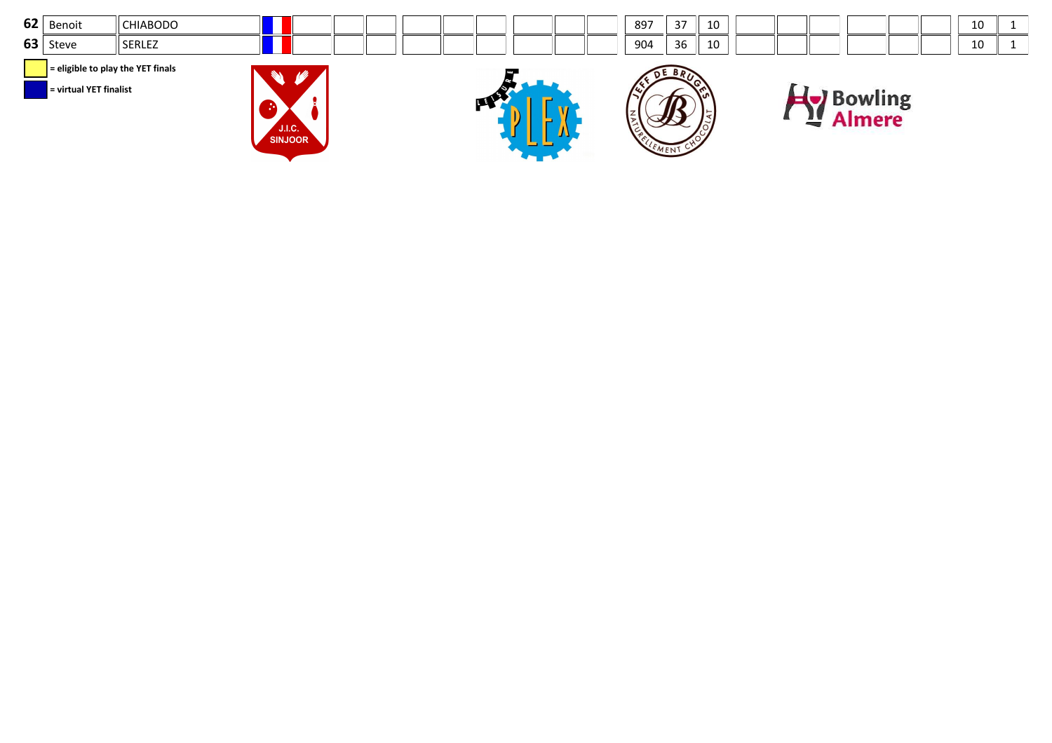| | | | | | | | | | | | | | | | | | | | | | | | |
|---|---|---|---|---|---|---|---|---|---|---|---|---|---|---|---|---|---|---|---|---|---|---|---|
| 62 | Benoit | CHIABODO | | | | | | | | | | | 897 | 37 | 10 | | | | | | | 10 | 1 |
| 63 | Steve | SERLEZ | | | | | | | | | | | 904 | 36 | 10 | | | | | | | 10 | 1 |

= eligible to play the YET finals

= virtual YET finalist